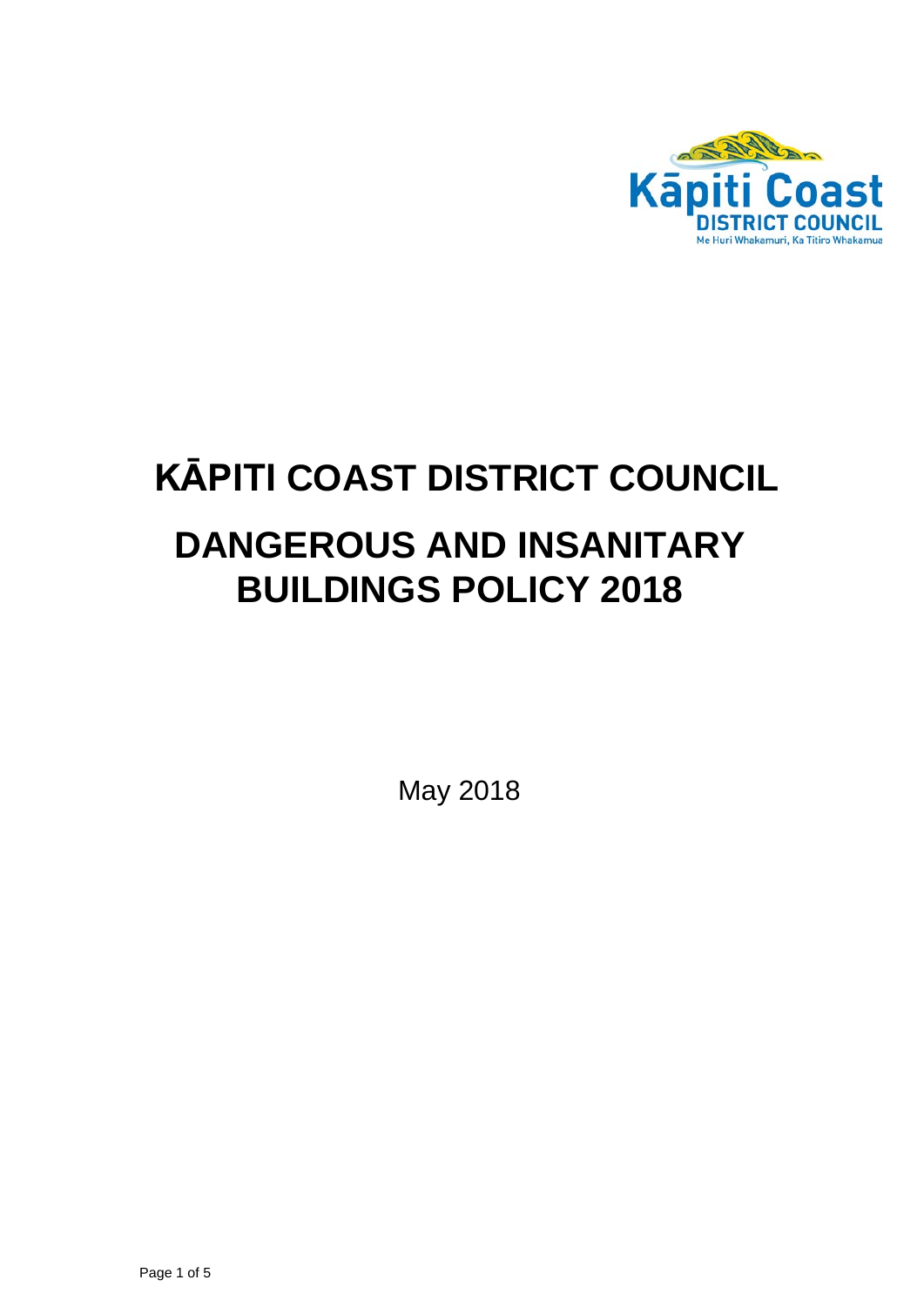# KĀPITI COAST DISTRICT COUNCIL

# DANGEROUS AND INSANITARY BUILDINGS POLICY 2018

May 2018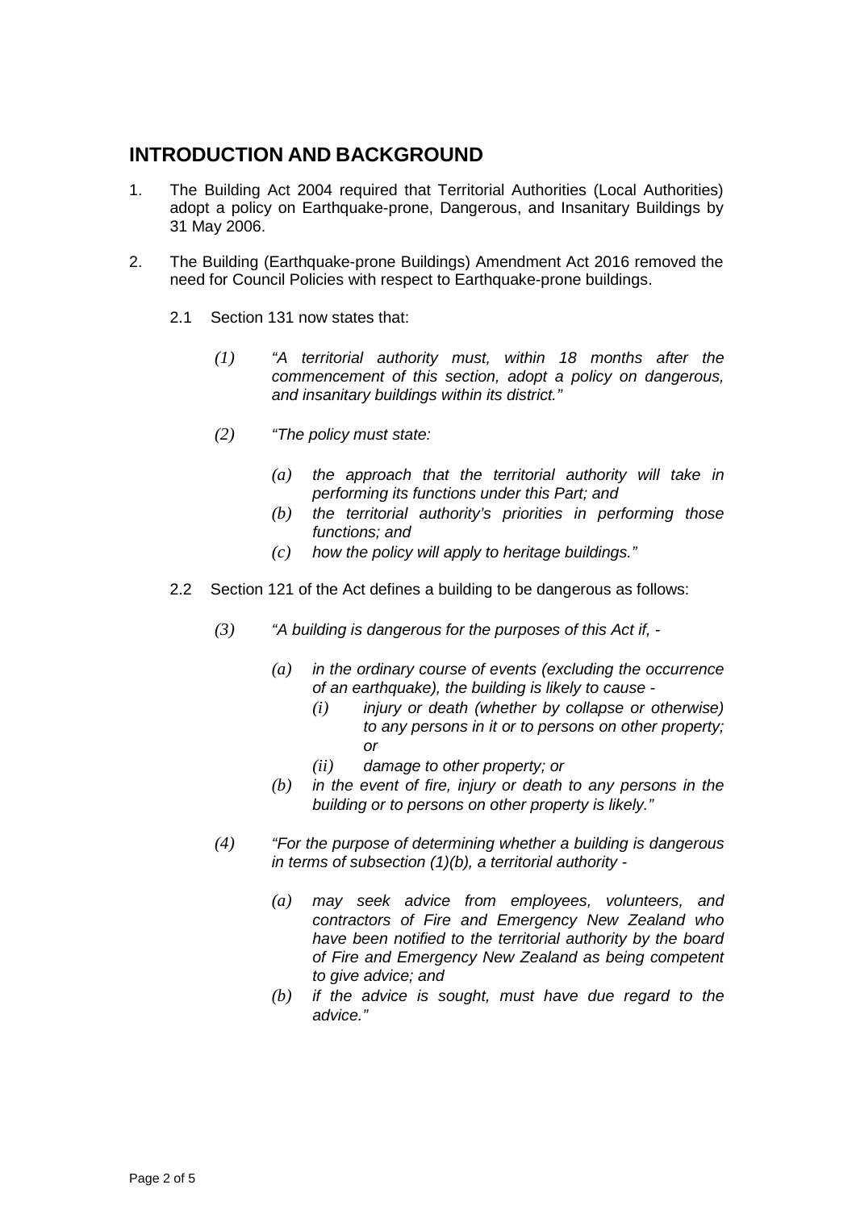## INTRODUCTION AND BACKGROUND

1. The Building Act 2004 required that Territorial Authorities (Local Authorities) adopt a policy on Earthquake-prone, Dangerous, and Insanitary Buildings by 31 May 2006.

2. The Building (Earthquake-prone Buildings) Amendment Act 2016 removed the need for Council Policies with respect to Earthquake-prone buildings.

   2.1 Section 131 now states that:

   *(1) "A territorial authority must, within 18 months after the commencement of this section, adopt a policy on dangerous, and insanitary buildings within its district."*

   *(2) "The policy must state:*

   *(a) the approach that the territorial authority will take in performing its functions under this Part; and*
   *(b) the territorial authority's priorities in performing those functions; and*
   *(c) how the policy will apply to heritage buildings."*

   2.2 Section 121 of the Act defines a building to be dangerous as follows:

   *(3) "A building is dangerous for the purposes of this Act if, -*

   *(a) in the ordinary course of events (excluding the occurrence of an earthquake), the building is likely to cause -*
   *(i) injury or death (whether by collapse or otherwise) to any persons in it or to persons on other property; or*
   *(ii) damage to other property; or*
   *(b) in the event of fire, injury or death to any persons in the building or to persons on other property is likely."*

   *(4) "For the purpose of determining whether a building is dangerous in terms of subsection (1)(b), a territorial authority -*

   *(a) may seek advice from employees, volunteers, and contractors of Fire and Emergency New Zealand who have been notified to the territorial authority by the board of Fire and Emergency New Zealand as being competent to give advice; and*
   *(b) if the advice is sought, must have due regard to the advice."*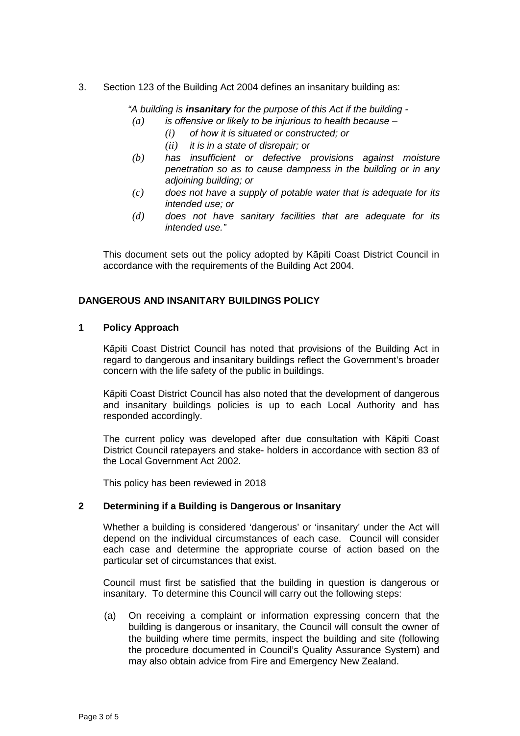3. Section 123 of the Building Act 2004 defines an insanitary building as:

   *"A building is **insanitary** for the purpose of this Act if the building -*
   
   *(a) is offensive or likely to be injurious to health because –*
   
   *(i) of how it is situated or constructed; or*
   
   *(ii) it is in a state of disrepair; or*
   
   *(b) has insufficient or defective provisions against moisture penetration so as to cause dampness in the building or in any adjoining building; or*
   
   *(c) does not have a supply of potable water that is adequate for its intended use; or*
   
   *(d) does not have sanitary facilities that are adequate for its intended use."*

   This document sets out the policy adopted by Kāpiti Coast District Council in accordance with the requirements of the Building Act 2004.

## DANGEROUS AND INSANITARY BUILDINGS POLICY

### 1 Policy Approach

Kāpiti Coast District Council has noted that provisions of the Building Act in regard to dangerous and insanitary buildings reflect the Government's broader concern with the life safety of the public in buildings.

Kāpiti Coast District Council has also noted that the development of dangerous and insanitary buildings policies is up to each Local Authority and has responded accordingly.

The current policy was developed after due consultation with Kāpiti Coast District Council ratepayers and stake- holders in accordance with section 83 of the Local Government Act 2002.

This policy has been reviewed in 2018

### 2 Determining if a Building is Dangerous or Insanitary

Whether a building is considered 'dangerous' or 'insanitary' under the Act will depend on the individual circumstances of each case. Council will consider each case and determine the appropriate course of action based on the particular set of circumstances that exist.

Council must first be satisfied that the building in question is dangerous or insanitary. To determine this Council will carry out the following steps:

(a) On receiving a complaint or information expressing concern that the building is dangerous or insanitary, the Council will consult the owner of the building where time permits, inspect the building and site (following the procedure documented in Council's Quality Assurance System) and may also obtain advice from Fire and Emergency New Zealand.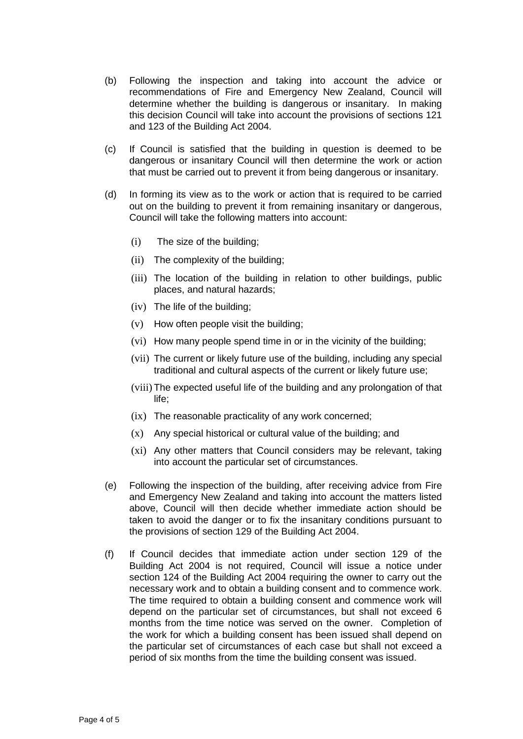(b) Following the inspection and taking into account the advice or recommendations of Fire and Emergency New Zealand, Council will determine whether the building is dangerous or insanitary. In making this decision Council will take into account the provisions of sections 121 and 123 of the Building Act 2004.

(c) If Council is satisfied that the building in question is deemed to be dangerous or insanitary Council will then determine the work or action that must be carried out to prevent it from being dangerous or insanitary.

(d) In forming its view as to the work or action that is required to be carried out on the building to prevent it from remaining insanitary or dangerous, Council will take the following matters into account:

- (i) The size of the building;
- (ii) The complexity of the building;
- (iii) The location of the building in relation to other buildings, public places, and natural hazards;
- (iv) The life of the building;
- (v) How often people visit the building;
- (vi) How many people spend time in or in the vicinity of the building;
- (vii) The current or likely future use of the building, including any special traditional and cultural aspects of the current or likely future use;
- (viii) The expected useful life of the building and any prolongation of that life;
- (ix) The reasonable practicality of any work concerned;
- (x) Any special historical or cultural value of the building; and
- (xi) Any other matters that Council considers may be relevant, taking into account the particular set of circumstances.

(e) Following the inspection of the building, after receiving advice from Fire and Emergency New Zealand and taking into account the matters listed above, Council will then decide whether immediate action should be taken to avoid the danger or to fix the insanitary conditions pursuant to the provisions of section 129 of the Building Act 2004.

(f) If Council decides that immediate action under section 129 of the Building Act 2004 is not required, Council will issue a notice under section 124 of the Building Act 2004 requiring the owner to carry out the necessary work and to obtain a building consent and to commence work. The time required to obtain a building consent and commence work will depend on the particular set of circumstances, but shall not exceed 6 months from the time notice was served on the owner. Completion of the work for which a building consent has been issued shall depend on the particular set of circumstances of each case but shall not exceed a period of six months from the time the building consent was issued.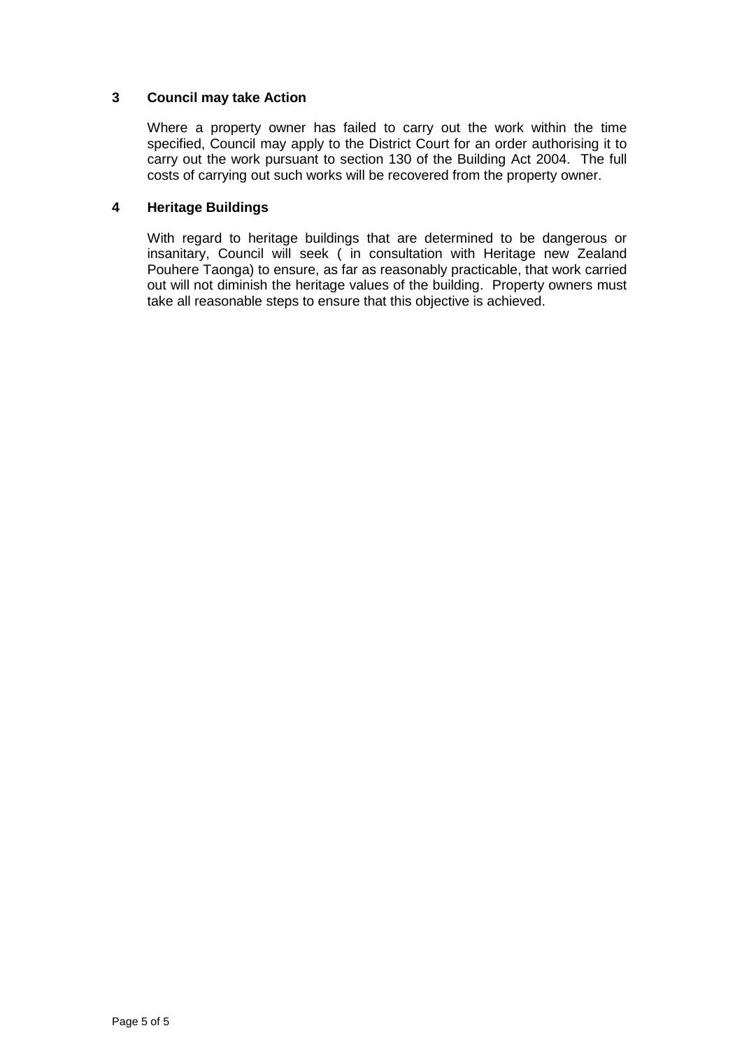## 3 Council may take Action

Where a property owner has failed to carry out the work within the time specified, Council may apply to the District Court for an order authorising it to carry out the work pursuant to section 130 of the Building Act 2004. The full costs of carrying out such works will be recovered from the property owner.

## 4 Heritage Buildings

With regard to heritage buildings that are determined to be dangerous or insanitary, Council will seek ( in consultation with Heritage new Zealand Pouhere Taonga) to ensure, as far as reasonably practicable, that work carried out will not diminish the heritage values of the building. Property owners must take all reasonable steps to ensure that this objective is achieved.